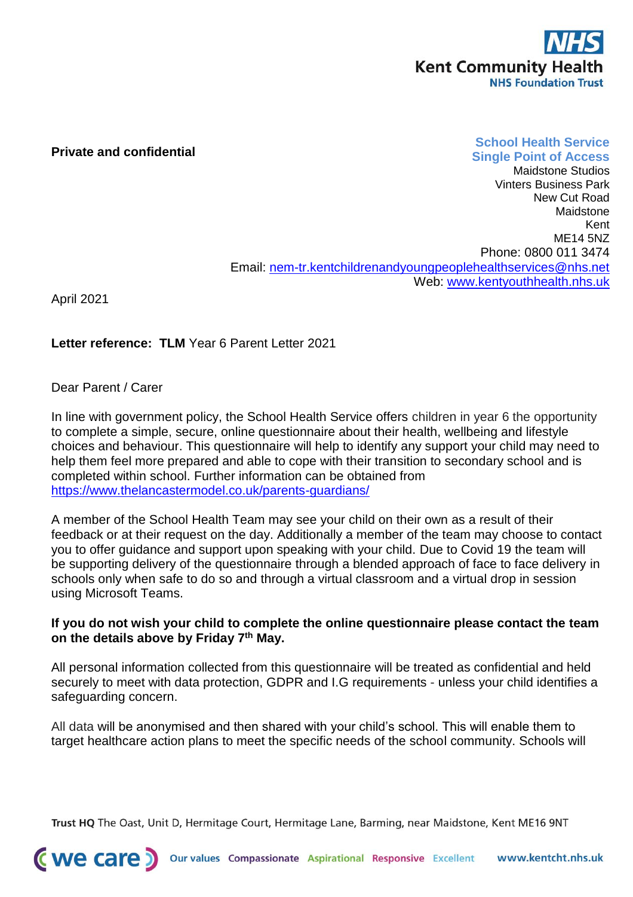NHS
Kent Community Health
NHS Foundation Trust

**Private and confidential**

**School Health Service**
**Single Point of Access**
Maidstone Studios
Vinters Business Park
New Cut Road
Maidstone
Kent
ME14 5NZ
Phone: 0800 011 3474
Email: nem-tr.kentchildrenandyoungpeoplehealthservices@nhs.net
Web: www.kentyouthhealth.nhs.uk

April 2021

**Letter reference: TLM** Year 6 Parent Letter 2021

Dear Parent / Carer

In line with government policy, the School Health Service offers children in year 6 the opportunity to complete a simple, secure, online questionnaire about their health, wellbeing and lifestyle choices and behaviour. This questionnaire will help to identify any support your child may need to help them feel more prepared and able to cope with their transition to secondary school and is completed within school. Further information can be obtained from https://www.thelancastermodel.co.uk/parents-guardians/

A member of the School Health Team may see your child on their own as a result of their feedback or at their request on the day. Additionally a member of the team may choose to contact you to offer guidance and support upon speaking with your child. Due to Covid 19 the team will be supporting delivery of the questionnaire through a blended approach of face to face delivery in schools only when safe to do so and through a virtual classroom and a virtual drop in session using Microsoft Teams.

**If you do not wish your child to complete the online questionnaire please contact the team on the details above by Friday 7th May.**

All personal information collected from this questionnaire will be treated as confidential and held securely to meet with data protection, GDPR and I.G requirements - unless your child identifies a safeguarding concern.

All data will be anonymised and then shared with your child's school. This will enable them to target healthcare action plans to meet the specific needs of the school community. Schools will

**Trust HQ** The Oast, Unit D, Hermitage Court, Hermitage Lane, Barming, near Maidstone, Kent ME16 9NT

we care — Our values: Compassionate, Aspirational, Responsive, Excellent — www.kentcht.nhs.uk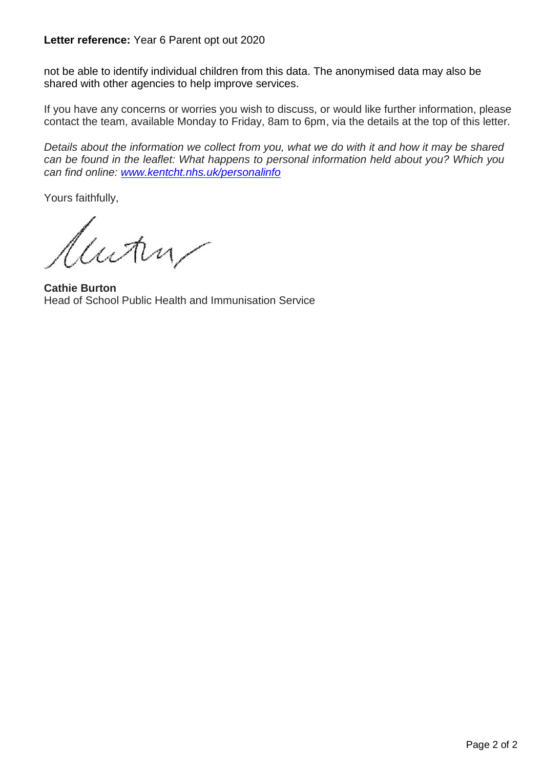**Letter reference:** Year 6 Parent opt out 2020

not be able to identify individual children from this data. The anonymised data may also be shared with other agencies to help improve services.

If you have any concerns or worries you wish to discuss, or would like further information, please contact the team, available Monday to Friday, 8am to 6pm, via the details at the top of this letter.

*Details about the information we collect from you, what we do with it and how it may be shared can be found in the leaflet: What happens to personal information held about you? Which you can find online: [www.kentcht.nhs.uk/personalinfo](http://www.kentcht.nhs.uk/personalinfo)*

Yours faithfully,

**Cathie Burton**
Head of School Public Health and Immunisation Service